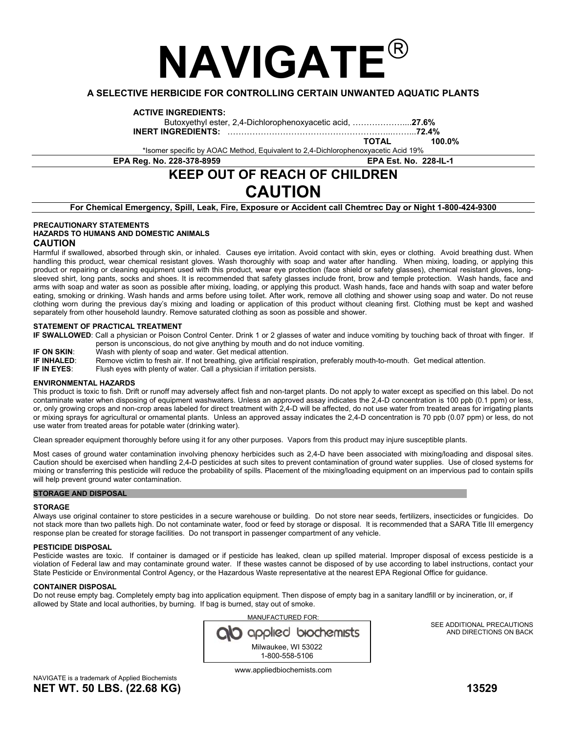# NAVIGATE®

**A SELECTIVE HERBICIDE FOR CONTROLLING CERTAIN UNWANTED AQUATIC PLANTS**

**ACTIVE INGREDIENTS:**

Butoxyethyl ester, 2,4-Dichlorophenoxyacetic acid, ……………….....**27.6%**

**INERT INGREDIENTS:** ……………………………………………………..……..**72.4%**

**TOTAL 100.0%**

*Isomer specific by AOAC Method, Equivalent to 2,4-Dichlorophenoxyacetic Acid 19%

**EPA Reg. No. 228-378-8959** **EPA Est. No. 228-IL-1**

## KEEP OUT OF REACH OF CHILDREN

## CAUTION

**For Chemical Emergency, Spill, Leak, Fire, Exposure or Accident call Chemtrec Day or Night 1-800-424-9300**

### PRECAUTIONARY STATEMENTS

#### HAZARDS TO HUMANS AND DOMESTIC ANIMALS

#### CAUTION

Harmful if swallowed, absorbed through skin, or inhaled. Causes eye irritation. Avoid contact with skin, eyes or clothing. Avoid breathing dust. When handling this product, wear chemical resistant gloves. Wash thoroughly with soap and water after handling. When mixing, loading, or applying this product or repairing or cleaning equipment used with this product, wear eye protection (face shield or safety glasses), chemical resistant gloves, long-sleeved shirt, long pants, socks and shoes. It is recommended that safety glasses include front, brow and temple protection. Wash hands, face and arms with soap and water as soon as possible after mixing, loading, or applying this product. Wash hands, face and hands with soap and water before eating, smoking or drinking. Wash hands and arms before using toilet. After work, remove all clothing and shower using soap and water. Do not reuse clothing worn during the previous day's mixing and loading or application of this product without cleaning first. Clothing must be kept and washed separately from other household laundry. Remove saturated clothing as soon as possible and shower.

#### STATEMENT OF PRACTICAL TREATMENT

**IF SWALLOWED**: Call a physician or Poison Control Center. Drink 1 or 2 glasses of water and induce vomiting by touching back of throat with finger. If person is unconscious, do not give anything by mouth and do not induce vomiting.

**IF ON SKIN**: Wash with plenty of soap and water. Get medical attention.

**IF INHALED**: Remove victim to fresh air. If not breathing, give artificial respiration, preferably mouth-to-mouth. Get medical attention.

**IF IN EYES**: Flush eyes with plenty of water. Call a physician if irritation persists.

#### ENVIRONMENTAL HAZARDS

This product is toxic to fish. Drift or runoff may adversely affect fish and non-target plants. Do not apply to water except as specified on this label. Do not contaminate water when disposing of equipment washwaters. Unless an approved assay indicates the 2,4-D concentration is 100 ppb (0.1 ppm) or less, or, only growing crops and non-crop areas labeled for direct treatment with 2,4-D will be affected, do not use water from treated areas for irrigating plants or mixing sprays for agricultural or ornamental plants. Unless an approved assay indicates the 2,4-D concentration is 70 ppb (0.07 ppm) or less, do not use water from treated areas for potable water (drinking water).

Clean spreader equipment thoroughly before using it for any other purposes. Vapors from this product may injure susceptible plants.

Most cases of ground water contamination involving phenoxy herbicides such as 2,4-D have been associated with mixing/loading and disposal sites. Caution should be exercised when handling 2,4-D pesticides at such sites to prevent contamination of ground water supplies. Use of closed systems for mixing or transferring this pesticide will reduce the probability of spills. Placement of the mixing/loading equipment on an impervious pad to contain spills will help prevent ground water contamination.

### STORAGE AND DISPOSAL

#### STORAGE

Always use original container to store pesticides in a secure warehouse or building. Do not store near seeds, fertilizers, insecticides or fungicides. Do not stack more than two pallets high. Do not contaminate water, food or feed by storage or disposal. It is recommended that a SARA Title III emergency response plan be created for storage facilities. Do not transport in passenger compartment of any vehicle.

#### PESTICIDE DISPOSAL

Pesticide wastes are toxic. If container is damaged or if pesticide has leaked, clean up spilled material. Improper disposal of excess pesticide is a violation of Federal law and may contaminate ground water. If these wastes cannot be disposed of by use according to label instructions, contact your State Pesticide or Environmental Control Agency, or the Hazardous Waste representative at the nearest EPA Regional Office for guidance.

#### CONTAINER DISPOSAL

Do not reuse empty bag. Completely empty bag into application equipment. Then dispose of empty bag in a sanitary landfill or by incineration, or, if allowed by State and local authorities, by burning. If bag is burned, stay out of smoke.

MANUFACTURED FOR:

applied biochemists
Milwaukee, WI 53022
1-800-558-5106

www.appliedbiochemists.com

SEE ADDITIONAL PRECAUTIONS AND DIRECTIONS ON BACK

NAVIGATE is a trademark of Applied Biochemists

**NET WT. 50 LBS. (22.68 KG)** **13529**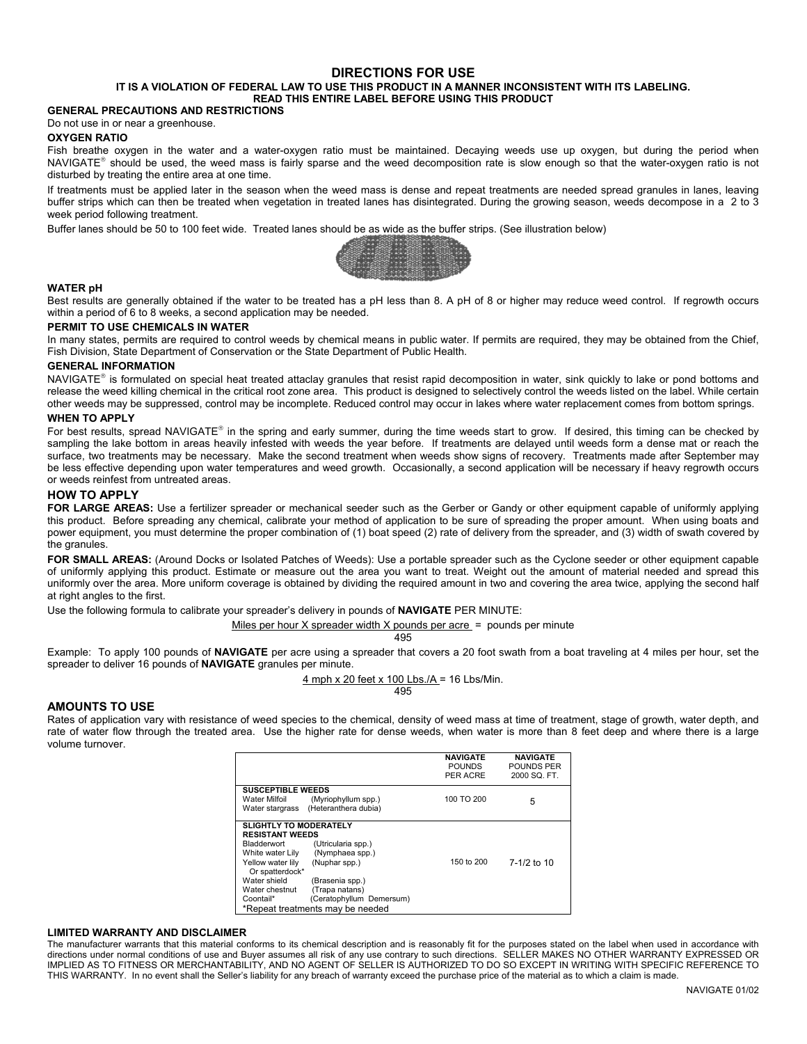# DIRECTIONS FOR USE

**IT IS A VIOLATION OF FEDERAL LAW TO USE THIS PRODUCT IN A MANNER INCONSISTENT WITH ITS LABELING.**
**READ THIS ENTIRE LABEL BEFORE USING THIS PRODUCT**

### GENERAL PRECAUTIONS AND RESTRICTIONS

Do not use in or near a greenhouse.

### OXYGEN RATIO

Fish breathe oxygen in the water and a water-oxygen ratio must be maintained. Decaying weeds use up oxygen, but during the period when NAVIGATE® should be used, the weed mass is fairly sparse and the weed decomposition rate is slow enough so that the water-oxygen ratio is not disturbed by treating the entire area at one time.

If treatments must be applied later in the season when the weed mass is dense and repeat treatments are needed spread granules in lanes, leaving buffer strips which can then be treated when vegetation in treated lanes has disintegrated. During the growing season, weeds decompose in a 2 to 3 week period following treatment.

Buffer lanes should be 50 to 100 feet wide. Treated lanes should be as wide as the buffer strips. (See illustration below)

### WATER pH

Best results are generally obtained if the water to be treated has a pH less than 8. A pH of 8 or higher may reduce weed control. If regrowth occurs within a period of 6 to 8 weeks, a second application may be needed.

### PERMIT TO USE CHEMICALS IN WATER

In many states, permits are required to control weeds by chemical means in public water. If permits are required, they may be obtained from the Chief, Fish Division, State Department of Conservation or the State Department of Public Health.

### GENERAL INFORMATION

NAVIGATE® is formulated on special heat treated attaclay granules that resist rapid decomposition in water, sink quickly to lake or pond bottoms and release the weed killing chemical in the critical root zone area. This product is designed to selectively control the weeds listed on the label. While certain other weeds may be suppressed, control may be incomplete. Reduced control may occur in lakes where water replacement comes from bottom springs.

### WHEN TO APPLY

For best results, spread NAVIGATE® in the spring and early summer, during the time weeds start to grow. If desired, this timing can be checked by sampling the lake bottom in areas heavily infested with weeds the year before. If treatments are delayed until weeds form a dense mat or reach the surface, two treatments may be necessary. Make the second treatment when weeds show signs of recovery. Treatments made after September may be less effective depending upon water temperatures and weed growth. Occasionally, a second application will be necessary if heavy regrowth occurs or weeds reinfest from untreated areas.

## HOW TO APPLY

**FOR LARGE AREAS:** Use a fertilizer spreader or mechanical seeder such as the Gerber or Gandy or other equipment capable of uniformly applying this product. Before spreading any chemical, calibrate your method of application to be sure of spreading the proper amount. When using boats and power equipment, you must determine the proper combination of (1) boat speed (2) rate of delivery from the spreader, and (3) width of swath covered by the granules.

**FOR SMALL AREAS:** (Around Docks or Isolated Patches of Weeds): Use a portable spreader such as the Cyclone seeder or other equipment capable of uniformly applying this product. Estimate or measure out the area you want to treat. Weight out the amount of material needed and spread this uniformly over the area. More uniform coverage is obtained by dividing the required amount in two and covering the area twice, applying the second half at right angles to the first.

Use the following formula to calibrate your spreader's delivery in pounds of **NAVIGATE** PER MINUTE:

$$\frac{\text{Miles per hour} \times \text{spreader width} \times \text{pounds per acre}}{495} = \text{pounds per minute}$$

Example: To apply 100 pounds of **NAVIGATE** per acre using a spreader that covers a 20 foot swath from a boat traveling at 4 miles per hour, set the spreader to deliver 16 pounds of **NAVIGATE** granules per minute.

$$\frac{4 \text{ mph} \times 20 \text{ feet} \times 100 \text{ Lbs./A}}{495} = 16 \text{ Lbs/Min.}$$

## AMOUNTS TO USE

Rates of application vary with resistance of weed species to the chemical, density of weed mass at time of treatment, stage of growth, water depth, and rate of water flow through the treated area. Use the higher rate for dense weeds, when water is more than 8 feet deep and where there is a large volume turnover.

| | NAVIGATE POUNDS PER ACRE | NAVIGATE POUNDS PER 2000 SQ. FT. |
|---|---|---|
| **SUSCEPTIBLE WEEDS**<br>Water Milfoil (Myriophyllum spp.)<br>Water stargrass (Heteranthera dubia) | 100 TO 200 | 5 |
| **SLIGHTLY TO MODERATELY RESISTANT WEEDS**<br>Bladderwort (Utricularia spp.)<br>White water Lily (Nymphaea spp.)<br>Yellow water lily Or spatterdock* (Nuphar spp.)<br>Water shield (Brasenia spp.)<br>Water chestnut (Trapa natans)<br>Coontail* (Ceratophyllum Demersum)<br>*Repeat treatments may be needed | 150 to 200 | 7-1/2 to 10 |

### LIMITED WARRANTY AND DISCLAIMER

The manufacturer warrants that this material conforms to its chemical description and is reasonably fit for the purposes stated on the label when used in accordance with directions under normal conditions of use and Buyer assumes all risk of any use contrary to such directions. SELLER MAKES NO OTHER WARRANTY EXPRESSED OR IMPLIED AS TO FITNESS OR MERCHANTABILITY, AND NO AGENT OF SELLER IS AUTHORIZED TO DO SO EXCEPT IN WRITING WITH SPECIFIC REFERENCE TO THIS WARRANTY. In no event shall the Seller's liability for any breach of warranty exceed the purchase price of the material as to which a claim is made.

NAVIGATE 01/02